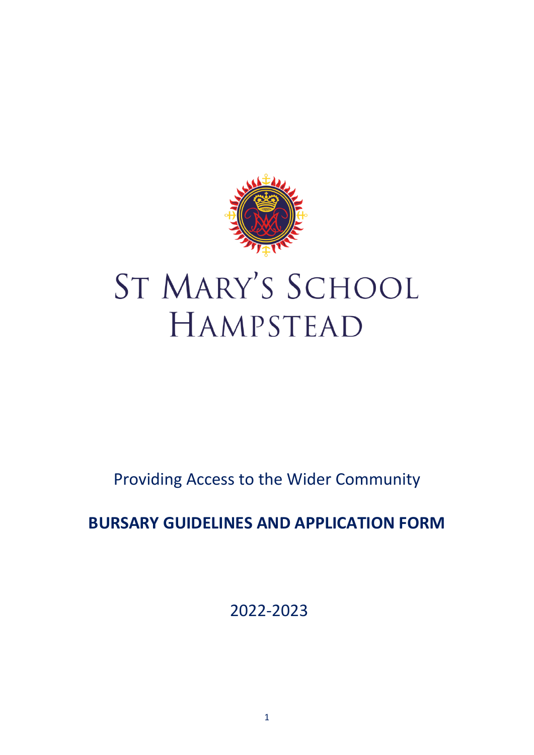# ST MARY'S SCHOOL HAMPSTEAD

Providing Access to the Wider Community

**BURSARY GUIDELINES AND APPLICATION FORM**

2022-2023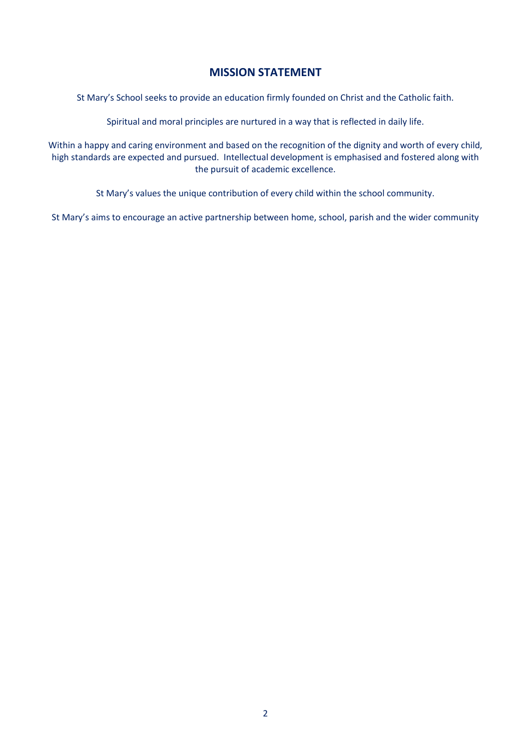## MISSION STATEMENT

St Mary's School seeks to provide an education firmly founded on Christ and the Catholic faith.

Spiritual and moral principles are nurtured in a way that is reflected in daily life.

Within a happy and caring environment and based on the recognition of the dignity and worth of every child, high standards are expected and pursued. Intellectual development is emphasised and fostered along with the pursuit of academic excellence.

St Mary's values the unique contribution of every child within the school community.

St Mary's aims to encourage an active partnership between home, school, parish and the wider community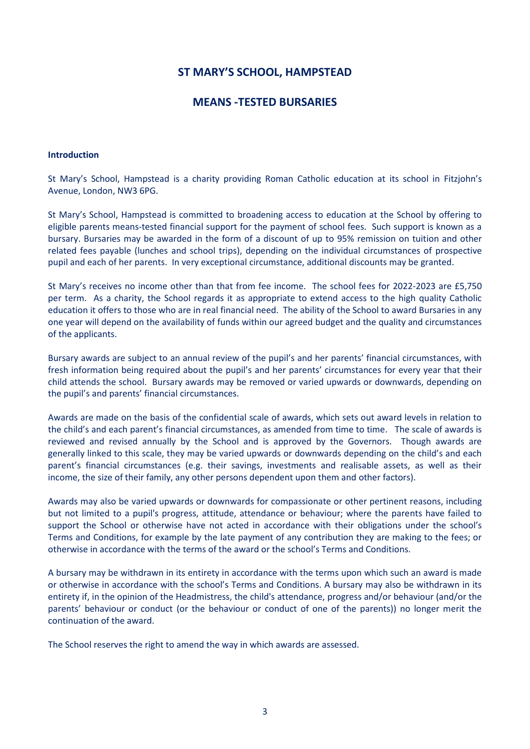# ST MARY'S SCHOOL, HAMPSTEAD

## MEANS -TESTED BURSARIES

**Introduction**

St Mary's School, Hampstead is a charity providing Roman Catholic education at its school in Fitzjohn's Avenue, London, NW3 6PG.

St Mary's School, Hampstead is committed to broadening access to education at the School by offering to eligible parents means-tested financial support for the payment of school fees. Such support is known as a bursary. Bursaries may be awarded in the form of a discount of up to 95% remission on tuition and other related fees payable (lunches and school trips), depending on the individual circumstances of prospective pupil and each of her parents. In very exceptional circumstance, additional discounts may be granted.

St Mary's receives no income other than that from fee income. The school fees for 2022-2023 are £5,750 per term. As a charity, the School regards it as appropriate to extend access to the high quality Catholic education it offers to those who are in real financial need. The ability of the School to award Bursaries in any one year will depend on the availability of funds within our agreed budget and the quality and circumstances of the applicants.

Bursary awards are subject to an annual review of the pupil's and her parents' financial circumstances, with fresh information being required about the pupil's and her parents' circumstances for every year that their child attends the school. Bursary awards may be removed or varied upwards or downwards, depending on the pupil's and parents' financial circumstances.

Awards are made on the basis of the confidential scale of awards, which sets out award levels in relation to the child's and each parent's financial circumstances, as amended from time to time. The scale of awards is reviewed and revised annually by the School and is approved by the Governors. Though awards are generally linked to this scale, they may be varied upwards or downwards depending on the child's and each parent's financial circumstances (e.g. their savings, investments and realisable assets, as well as their income, the size of their family, any other persons dependent upon them and other factors).

Awards may also be varied upwards or downwards for compassionate or other pertinent reasons, including but not limited to a pupil's progress, attitude, attendance or behaviour; where the parents have failed to support the School or otherwise have not acted in accordance with their obligations under the school's Terms and Conditions, for example by the late payment of any contribution they are making to the fees; or otherwise in accordance with the terms of the award or the school's Terms and Conditions.

A bursary may be withdrawn in its entirety in accordance with the terms upon which such an award is made or otherwise in accordance with the school's Terms and Conditions. A bursary may also be withdrawn in its entirety if, in the opinion of the Headmistress, the child's attendance, progress and/or behaviour (and/or the parents' behaviour or conduct (or the behaviour or conduct of one of the parents)) no longer merit the continuation of the award.

The School reserves the right to amend the way in which awards are assessed.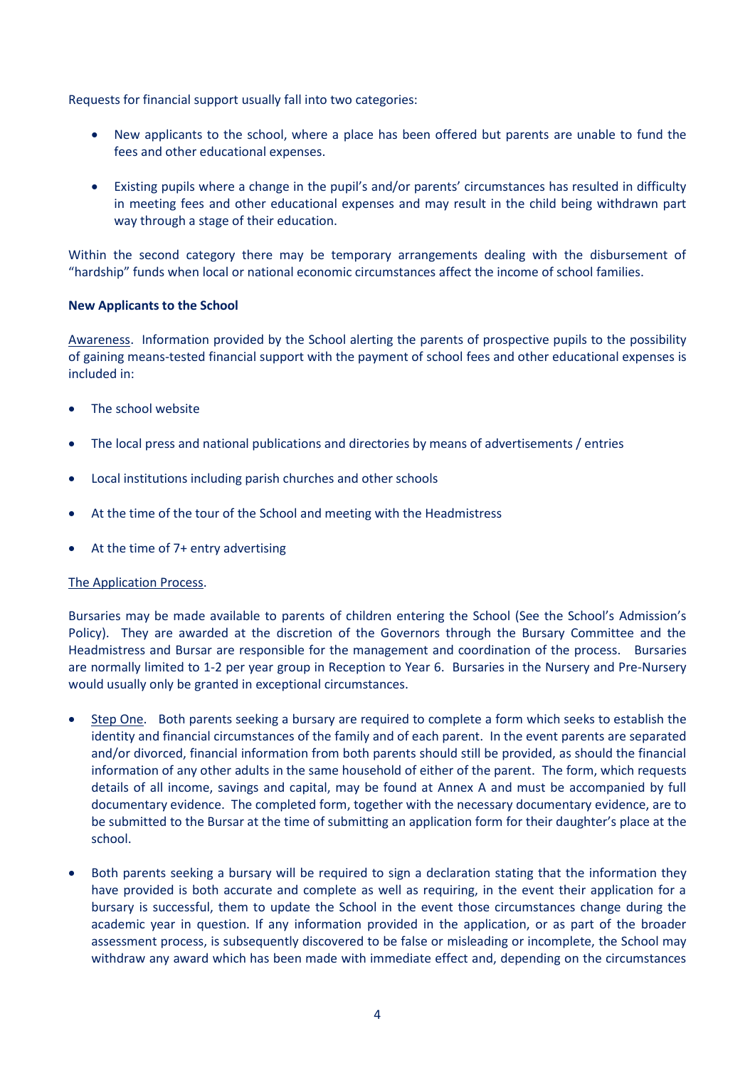Requests for financial support usually fall into two categories:

- New applicants to the school, where a place has been offered but parents are unable to fund the fees and other educational expenses.

- Existing pupils where a change in the pupil's and/or parents' circumstances has resulted in difficulty in meeting fees and other educational expenses and may result in the child being withdrawn part way through a stage of their education.

Within the second category there may be temporary arrangements dealing with the disbursement of "hardship" funds when local or national economic circumstances affect the income of school families.

**New Applicants to the School**

<u>Awareness</u>. Information provided by the School alerting the parents of prospective pupils to the possibility of gaining means-tested financial support with the payment of school fees and other educational expenses is included in:

- The school website
- The local press and national publications and directories by means of advertisements / entries
- Local institutions including parish churches and other schools
- At the time of the tour of the School and meeting with the Headmistress
- At the time of 7+ entry advertising

<u>The Application Process</u>.

Bursaries may be made available to parents of children entering the School (See the School's Admission's Policy). They are awarded at the discretion of the Governors through the Bursary Committee and the Headmistress and Bursar are responsible for the management and coordination of the process. Bursaries are normally limited to 1-2 per year group in Reception to Year 6. Bursaries in the Nursery and Pre-Nursery would usually only be granted in exceptional circumstances.

- <u>Step One</u>. Both parents seeking a bursary are required to complete a form which seeks to establish the identity and financial circumstances of the family and of each parent. In the event parents are separated and/or divorced, financial information from both parents should still be provided, as should the financial information of any other adults in the same household of either of the parent. The form, which requests details of all income, savings and capital, may be found at Annex A and must be accompanied by full documentary evidence. The completed form, together with the necessary documentary evidence, are to be submitted to the Bursar at the time of submitting an application form for their daughter's place at the school.

- Both parents seeking a bursary will be required to sign a declaration stating that the information they have provided is both accurate and complete as well as requiring, in the event their application for a bursary is successful, them to update the School in the event those circumstances change during the academic year in question. If any information provided in the application, or as part of the broader assessment process, is subsequently discovered to be false or misleading or incomplete, the School may withdraw any award which has been made with immediate effect and, depending on the circumstances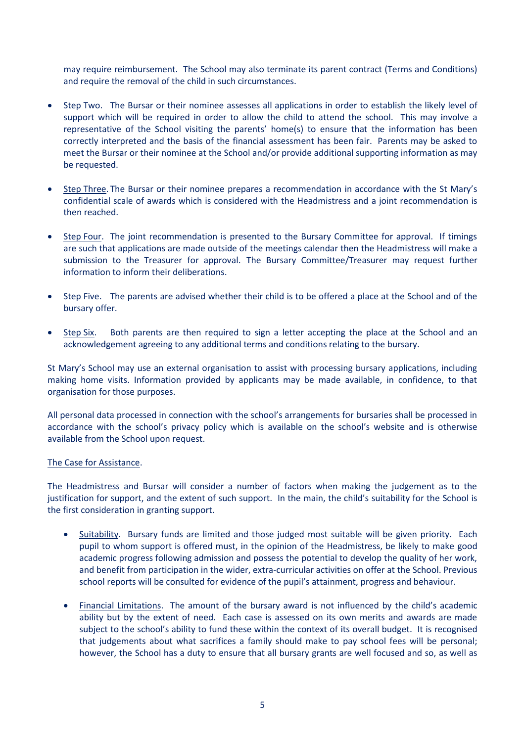may require reimbursement. The School may also terminate its parent contract (Terms and Conditions) and require the removal of the child in such circumstances.

- Step Two. The Bursar or their nominee assesses all applications in order to establish the likely level of support which will be required in order to allow the child to attend the school. This may involve a representative of the School visiting the parents' home(s) to ensure that the information has been correctly interpreted and the basis of the financial assessment has been fair. Parents may be asked to meet the Bursar or their nominee at the School and/or provide additional supporting information as may be requested.

- Step Three. The Bursar or their nominee prepares a recommendation in accordance with the St Mary's confidential scale of awards which is considered with the Headmistress and a joint recommendation is then reached.

- Step Four. The joint recommendation is presented to the Bursary Committee for approval. If timings are such that applications are made outside of the meetings calendar then the Headmistress will make a submission to the Treasurer for approval. The Bursary Committee/Treasurer may request further information to inform their deliberations.

- Step Five. The parents are advised whether their child is to be offered a place at the School and of the bursary offer.

- Step Six. Both parents are then required to sign a letter accepting the place at the School and an acknowledgement agreeing to any additional terms and conditions relating to the bursary.

St Mary's School may use an external organisation to assist with processing bursary applications, including making home visits. Information provided by applicants may be made available, in confidence, to that organisation for those purposes.

All personal data processed in connection with the school's arrangements for bursaries shall be processed in accordance with the school's privacy policy which is available on the school's website and is otherwise available from the School upon request.

The Case for Assistance.

The Headmistress and Bursar will consider a number of factors when making the judgement as to the justification for support, and the extent of such support. In the main, the child's suitability for the School is the first consideration in granting support.

- Suitability. Bursary funds are limited and those judged most suitable will be given priority. Each pupil to whom support is offered must, in the opinion of the Headmistress, be likely to make good academic progress following admission and possess the potential to develop the quality of her work, and benefit from participation in the wider, extra-curricular activities on offer at the School. Previous school reports will be consulted for evidence of the pupil's attainment, progress and behaviour.

- Financial Limitations. The amount of the bursary award is not influenced by the child's academic ability but by the extent of need. Each case is assessed on its own merits and awards are made subject to the school's ability to fund these within the context of its overall budget. It is recognised that judgements about what sacrifices a family should make to pay school fees will be personal; however, the School has a duty to ensure that all bursary grants are well focused and so, as well as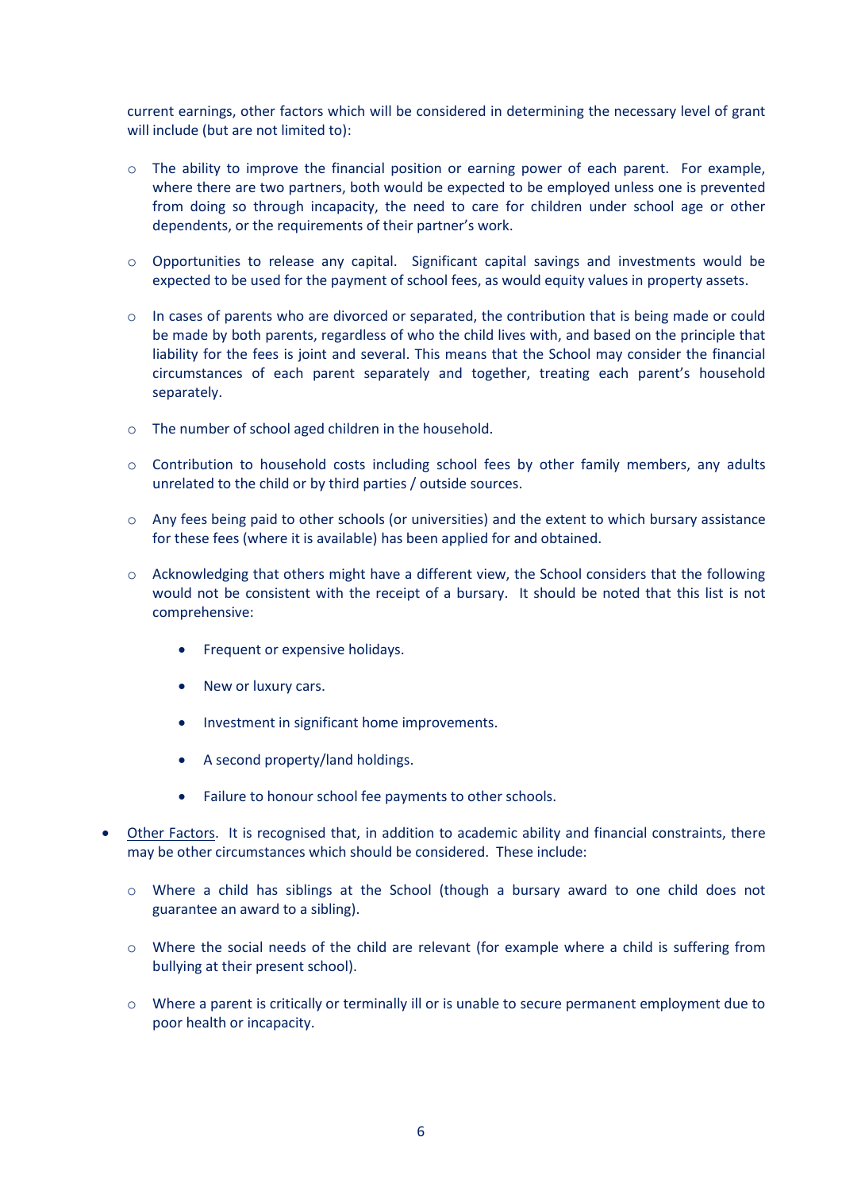current earnings, other factors which will be considered in determining the necessary level of grant will include (but are not limited to):

  - The ability to improve the financial position or earning power of each parent. For example, where there are two partners, both would be expected to be employed unless one is prevented from doing so through incapacity, the need to care for children under school age or other dependents, or the requirements of their partner's work.

  - Opportunities to release any capital. Significant capital savings and investments would be expected to be used for the payment of school fees, as would equity values in property assets.

  - In cases of parents who are divorced or separated, the contribution that is being made or could be made by both parents, regardless of who the child lives with, and based on the principle that liability for the fees is joint and several. This means that the School may consider the financial circumstances of each parent separately and together, treating each parent's household separately.

  - The number of school aged children in the household.

  - Contribution to household costs including school fees by other family members, any adults unrelated to the child or by third parties / outside sources.

  - Any fees being paid to other schools (or universities) and the extent to which bursary assistance for these fees (where it is available) has been applied for and obtained.

  - Acknowledging that others might have a different view, the School considers that the following would not be consistent with the receipt of a bursary. It should be noted that this list is not comprehensive:

    - Frequent or expensive holidays.
    - New or luxury cars.
    - Investment in significant home improvements.
    - A second property/land holdings.
    - Failure to honour school fee payments to other schools.

- Other Factors. It is recognised that, in addition to academic ability and financial constraints, there may be other circumstances which should be considered. These include:

  - Where a child has siblings at the School (though a bursary award to one child does not guarantee an award to a sibling).

  - Where the social needs of the child are relevant (for example where a child is suffering from bullying at their present school).

  - Where a parent is critically or terminally ill or is unable to secure permanent employment due to poor health or incapacity.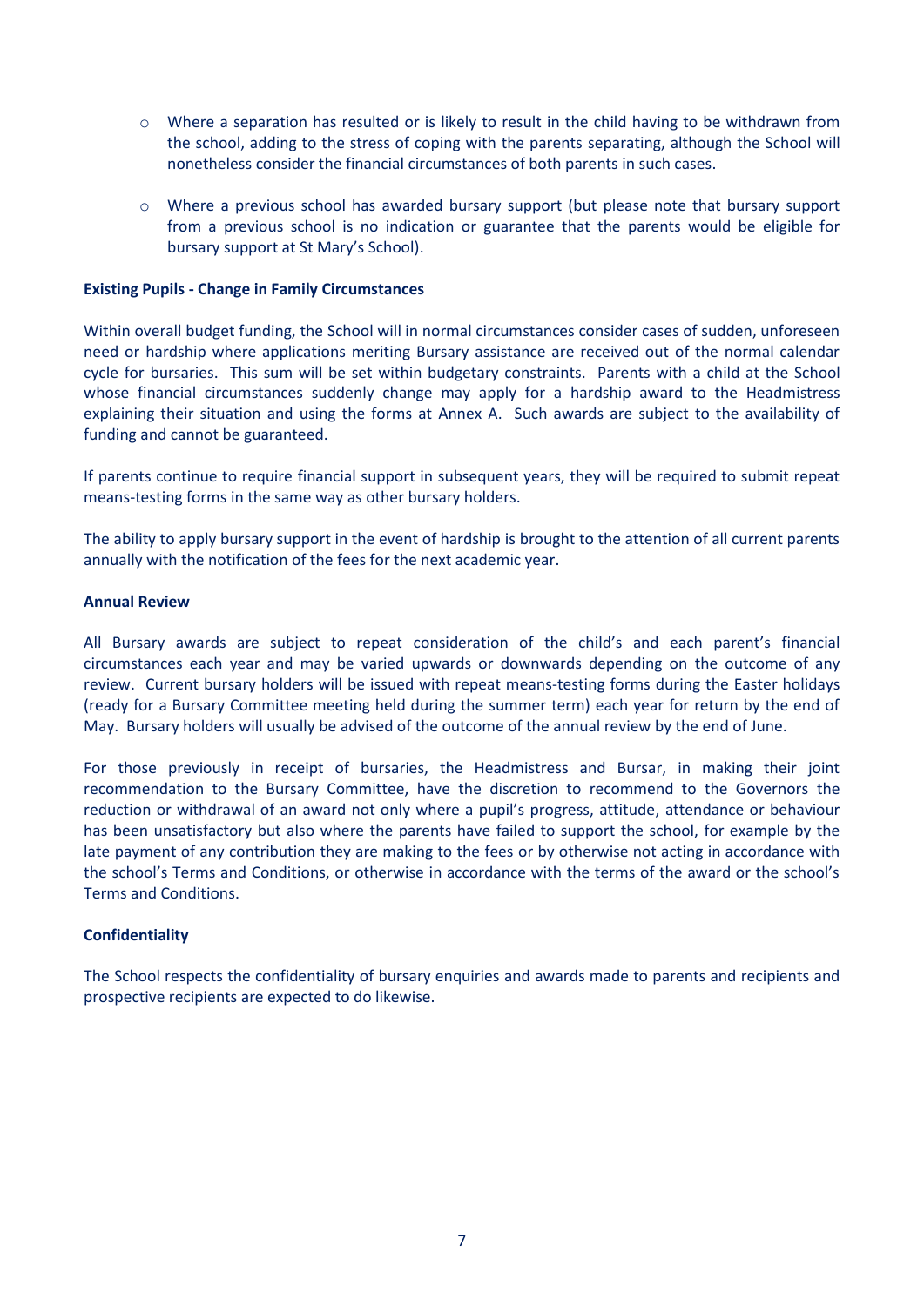- Where a separation has resulted or is likely to result in the child having to be withdrawn from the school, adding to the stress of coping with the parents separating, although the School will nonetheless consider the financial circumstances of both parents in such cases.

- Where a previous school has awarded bursary support (but please note that bursary support from a previous school is no indication or guarantee that the parents would be eligible for bursary support at St Mary's School).

**Existing Pupils - Change in Family Circumstances**

Within overall budget funding, the School will in normal circumstances consider cases of sudden, unforeseen need or hardship where applications meriting Bursary assistance are received out of the normal calendar cycle for bursaries. This sum will be set within budgetary constraints. Parents with a child at the School whose financial circumstances suddenly change may apply for a hardship award to the Headmistress explaining their situation and using the forms at Annex A. Such awards are subject to the availability of funding and cannot be guaranteed.

If parents continue to require financial support in subsequent years, they will be required to submit repeat means-testing forms in the same way as other bursary holders.

The ability to apply bursary support in the event of hardship is brought to the attention of all current parents annually with the notification of the fees for the next academic year.

**Annual Review**

All Bursary awards are subject to repeat consideration of the child's and each parent's financial circumstances each year and may be varied upwards or downwards depending on the outcome of any review. Current bursary holders will be issued with repeat means-testing forms during the Easter holidays (ready for a Bursary Committee meeting held during the summer term) each year for return by the end of May. Bursary holders will usually be advised of the outcome of the annual review by the end of June.

For those previously in receipt of bursaries, the Headmistress and Bursar, in making their joint recommendation to the Bursary Committee, have the discretion to recommend to the Governors the reduction or withdrawal of an award not only where a pupil's progress, attitude, attendance or behaviour has been unsatisfactory but also where the parents have failed to support the school, for example by the late payment of any contribution they are making to the fees or by otherwise not acting in accordance with the school's Terms and Conditions, or otherwise in accordance with the terms of the award or the school's Terms and Conditions.

**Confidentiality**

The School respects the confidentiality of bursary enquiries and awards made to parents and recipients and prospective recipients are expected to do likewise.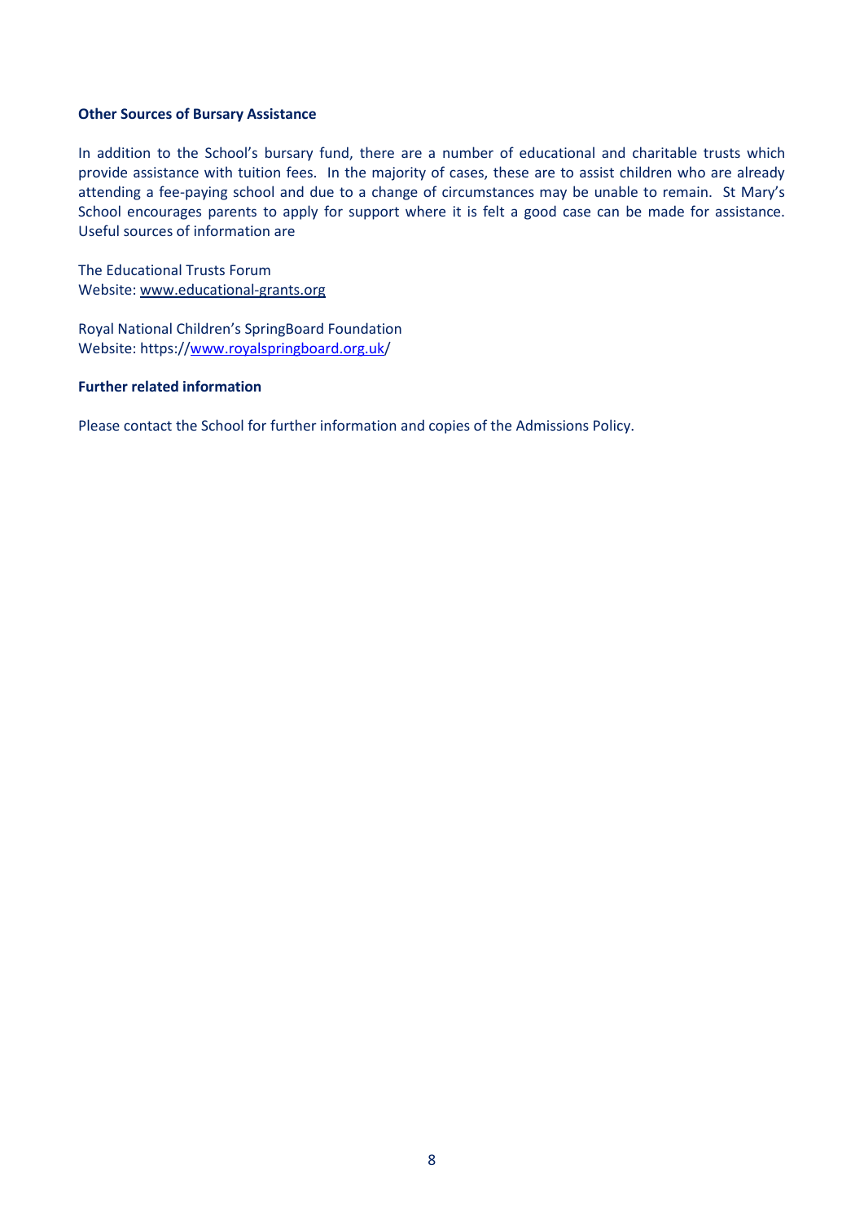**Other Sources of Bursary Assistance**

In addition to the School's bursary fund, there are a number of educational and charitable trusts which provide assistance with tuition fees. In the majority of cases, these are to assist children who are already attending a fee-paying school and due to a change of circumstances may be unable to remain. St Mary's School encourages parents to apply for support where it is felt a good case can be made for assistance. Useful sources of information are

The Educational Trusts Forum
Website: www.educational-grants.org

Royal National Children's SpringBoard Foundation
Website: https://www.royalspringboard.org.uk/

**Further related information**

Please contact the School for further information and copies of the Admissions Policy.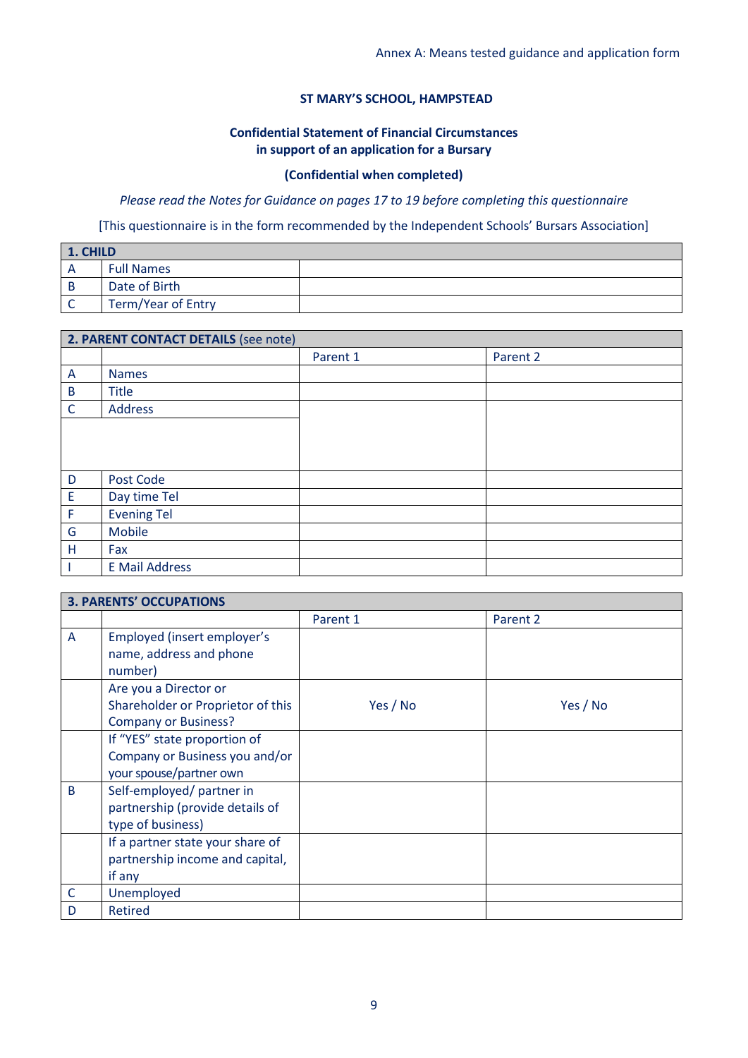**ST MARY'S SCHOOL, HAMPSTEAD**

**Confidential Statement of Financial Circumstances in support of an application for a Bursary**

**(Confidential when completed)**

*Please read the Notes for Guidance on pages 17 to 19 before completing this questionnaire*

[This questionnaire is in the form recommended by the Independent Schools' Bursars Association]

| **1. CHILD** | | |
|---|---|---|
| A | Full Names | |
| B | Date of Birth | |
| C | Term/Year of Entry | |

| **2. PARENT CONTACT DETAILS** (see note) | | | |
|---|---|---|---|
| | | Parent 1 | Parent 2 |
| A | Names | | |
| B | Title | | |
| C | Address | | |
| D | Post Code | | |
| E | Day time Tel | | |
| F | Evening Tel | | |
| G | Mobile | | |
| H | Fax | | |
| I | E Mail Address | | |

| **3. PARENTS' OCCUPATIONS** | | | |
|---|---|---|---|
| | | Parent 1 | Parent 2 |
| A | Employed (insert employer's name, address and phone number) | | |
| | Are you a Director or Shareholder or Proprietor of this Company or Business? | Yes / No | Yes / No |
| | If "YES" state proportion of Company or Business you and/or your spouse/partner own | | |
| B | Self-employed/ partner in partnership (provide details of type of business) | | |
| | If a partner state your share of partnership income and capital, if any | | |
| C | Unemployed | | |
| D | Retired | | |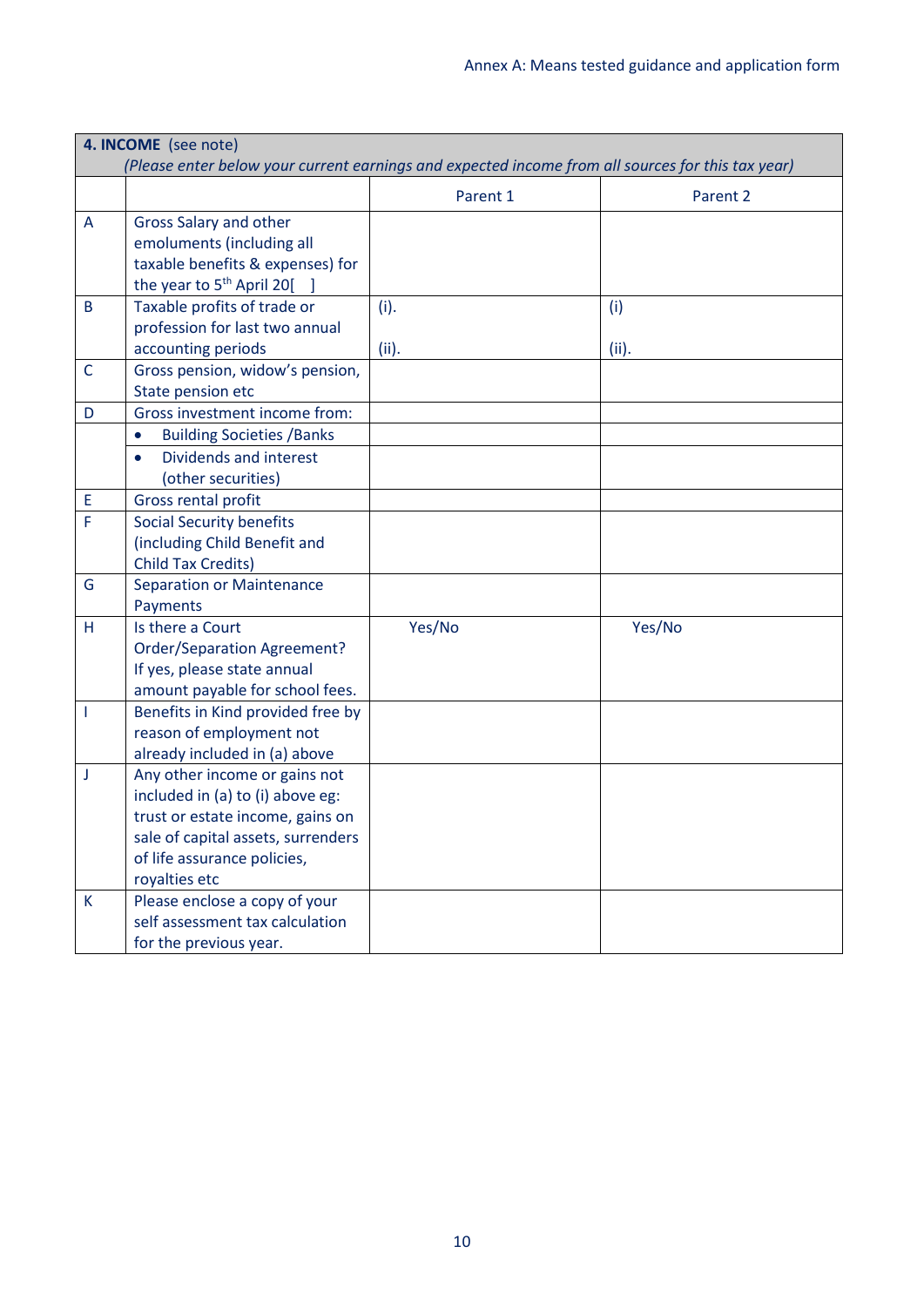| **4. INCOME** (see note) *(Please enter below your current earnings and expected income from all sources for this tax year)* | | | |
|---|---|---|---|
| | | Parent 1 | Parent 2 |
| A | Gross Salary and other emoluments (including all taxable benefits & expenses) for the year to 5th April 20[ ] | | |
| B | Taxable profits of trade or profession for last two annual accounting periods | (i).<br><br>(ii). | (i)<br><br>(ii). |
| C | Gross pension, widow's pension, State pension etc | | |
| D | Gross investment income from: | | |
| | • Building Societies /Banks | | |
| | • Dividends and interest (other securities) | | |
| E | Gross rental profit | | |
| F | Social Security benefits (including Child Benefit and Child Tax Credits) | | |
| G | Separation or Maintenance Payments | | |
| H | Is there a Court Order/Separation Agreement? If yes, please state annual amount payable for school fees. | Yes/No | Yes/No |
| I | Benefits in Kind provided free by reason of employment not already included in (a) above | | |
| J | Any other income or gains not included in (a) to (i) above eg: trust or estate income, gains on sale of capital assets, surrenders of life assurance policies, royalties etc | | |
| K | Please enclose a copy of your self assessment tax calculation for the previous year. | | |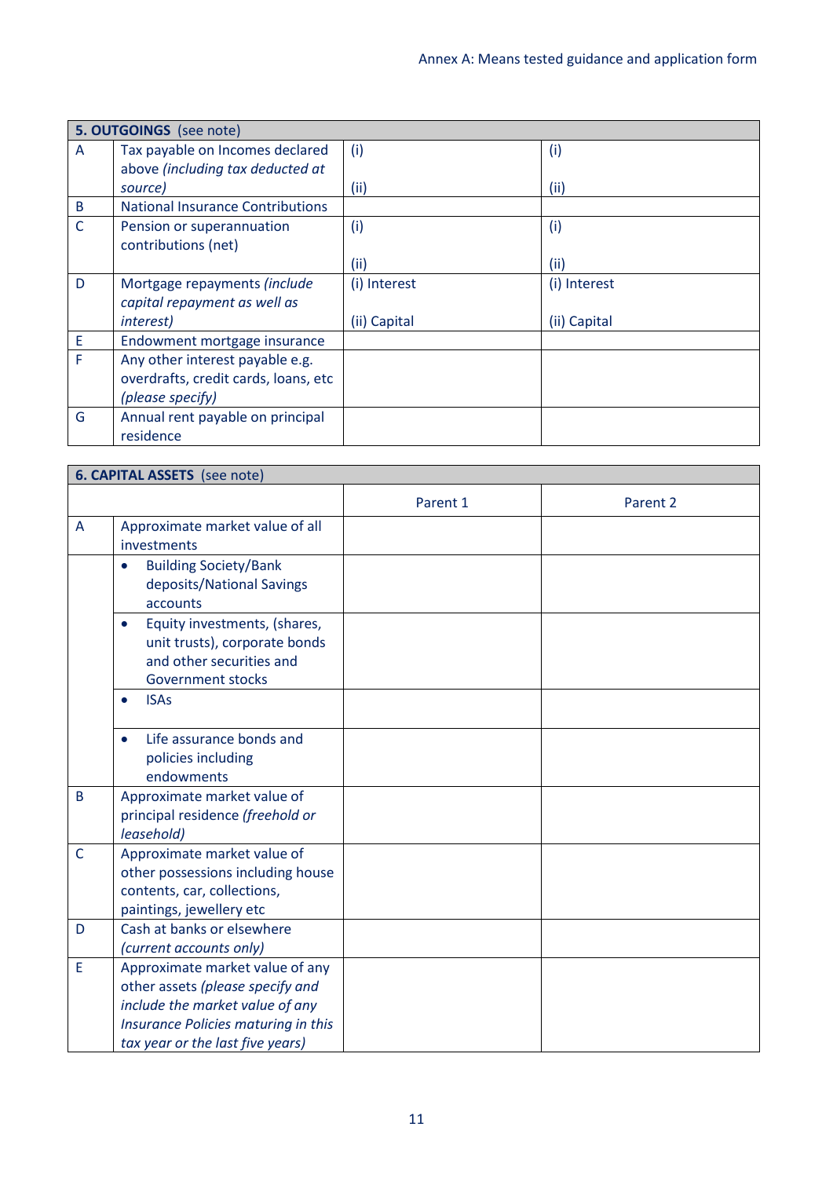| **5. OUTGOINGS** (see note) | | | |
|---|---|---|---|
| A | Tax payable on Incomes declared above *(including tax deducted at source)* | (i)<br><br>(ii) | (i)<br><br>(ii) |
| B | National Insurance Contributions | | |
| C | Pension or superannuation contributions (net) | (i)<br><br>(ii) | (i)<br><br>(ii) |
| D | Mortgage repayments *(include capital repayment as well as interest)* | (i) Interest<br><br>(ii) Capital | (i) Interest<br><br>(ii) Capital |
| E | Endowment mortgage insurance | | |
| F | Any other interest payable e.g. overdrafts, credit cards, loans, etc *(please specify)* | | |
| G | Annual rent payable on principal residence | | |

| **6. CAPITAL ASSETS** (see note) | | | |
|---|---|---|---|
| | | Parent 1 | Parent 2 |
| A | Approximate market value of all investments | | |
| | • Building Society/Bank deposits/National Savings accounts | | |
| | • Equity investments, (shares, unit trusts), corporate bonds and other securities and Government stocks | | |
| | • ISAs | | |
| | • Life assurance bonds and policies including endowments | | |
| B | Approximate market value of principal residence *(freehold or leasehold)* | | |
| C | Approximate market value of other possessions including house contents, car, collections, paintings, jewellery etc | | |
| D | Cash at banks or elsewhere *(current accounts only)* | | |
| E | Approximate market value of any other assets *(please specify and include the market value of any Insurance Policies maturing in this tax year or the last five years)* | | |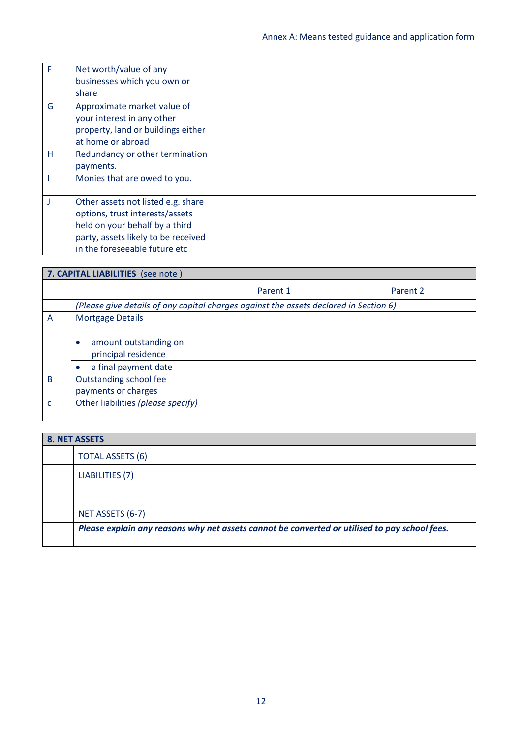| | | | |
|---|---|---|---|
| F | Net worth/value of any businesses which you own or share | | |
| G | Approximate market value of your interest in any other property, land or buildings either at home or abroad | | |
| H | Redundancy or other termination payments. | | |
| I | Monies that are owed to you. | | |
| J | Other assets not listed e.g. share options, trust interests/assets held on your behalf by a third party, assets likely to be received in the foreseeable future etc | | |

| **7. CAPITAL LIABILITIES** (see note ) | | | |
|---|---|---|---|
| | | Parent 1 | Parent 2 |
| | *(Please give details of any capital charges against the assets declared in Section 6)* | | |
| A | Mortgage Details | | |
| | • amount outstanding on principal residence | | |
| | • a final payment date | | |
| B | Outstanding school fee payments or charges | | |
| c | Other liabilities *(please specify)* | | |

| **8. NET ASSETS** | | | |
|---|---|---|---|
| | TOTAL ASSETS (6) | | |
| | LIABILITIES (7) | | |
| | | | |
| | NET ASSETS (6-7) | | |
| | ***Please explain any reasons why net assets cannot be converted or utilised to pay school fees.*** | | |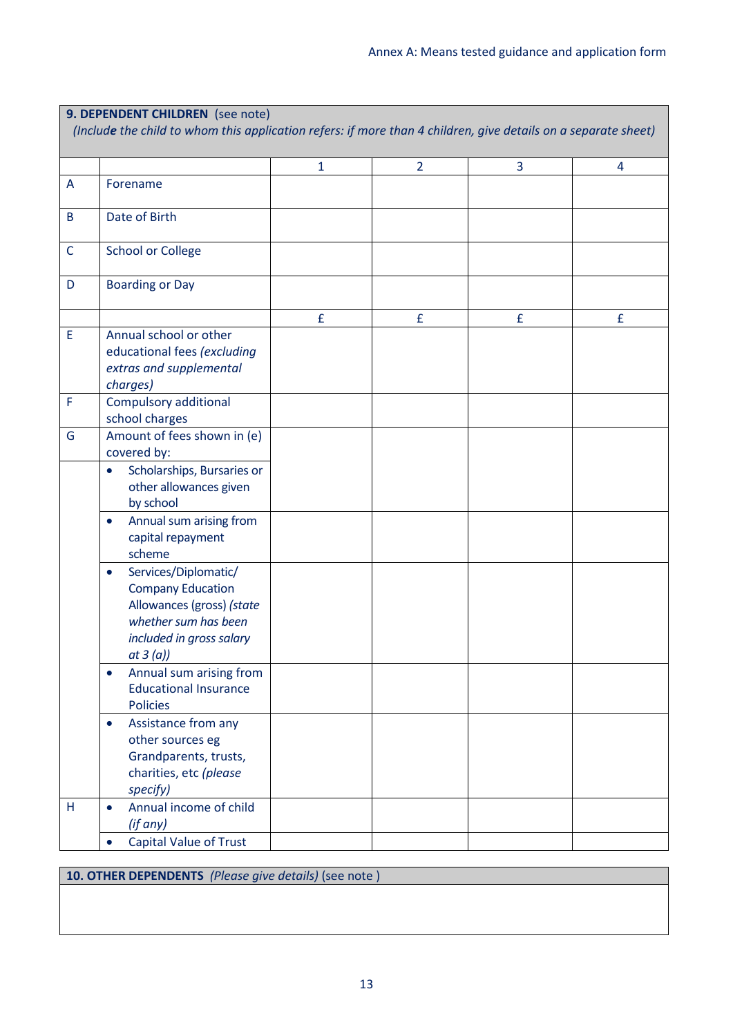**9. DEPENDENT CHILDREN** (see note)

*(Include the child to whom this application refers: if more than 4 children, give details on a separate sheet)*

| | | 1 | 2 | 3 | 4 |
|---|---|---|---|---|---|
| A | Forename | | | | |
| B | Date of Birth | | | | |
| C | School or College | | | | |
| D | Boarding or Day | | | | |
| | | £ | £ | £ | £ |
| E | Annual school or other educational fees *(excluding extras and supplemental charges)* | | | | |
| F | Compulsory additional school charges | | | | |
| G | Amount of fees shown in (e) covered by: | | | | |
| | • Scholarships, Bursaries or other allowances given by school | | | | |
| | • Annual sum arising from capital repayment scheme | | | | |
| | • Services/Diplomatic/ Company Education Allowances (gross) *(state whether sum has been included in gross salary at 3 (a))* | | | | |
| | • Annual sum arising from Educational Insurance Policies | | | | |
| | • Assistance from any other sources eg Grandparents, trusts, charities, etc *(please specify)* | | | | |
| H | • Annual income of child *(if any)* | | | | |
| | • Capital Value of Trust | | | | |

**10. OTHER DEPENDENTS** *(Please give details)* (see note )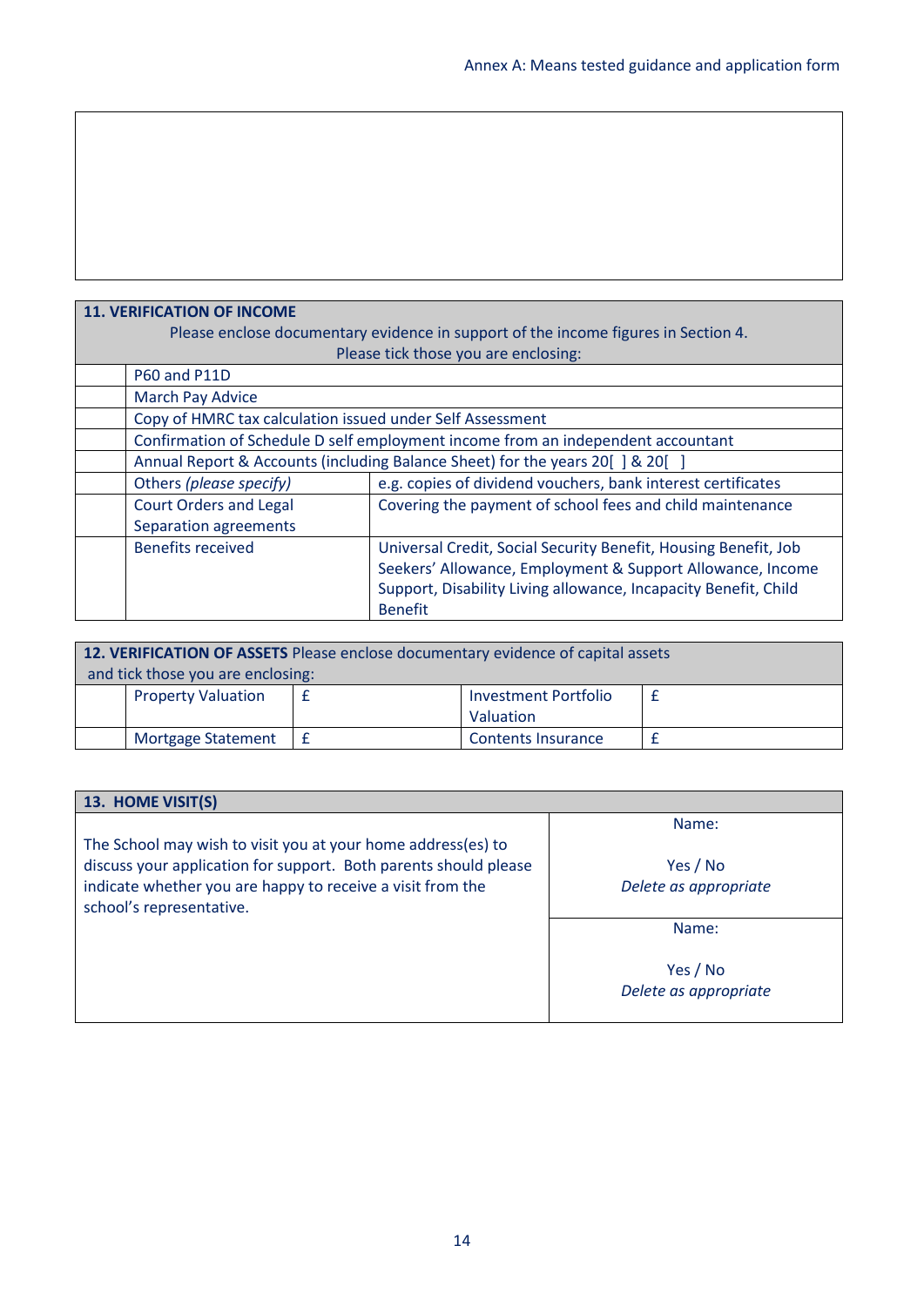| |
|---|
| |

| 11. VERIFICATION OF INCOME<br>Please enclose documentary evidence in support of the income figures in Section 4.<br>Please tick those you are enclosing: | | |
|---|---|---|
| | P60 and P11D | |
| | March Pay Advice | |
| | Copy of HMRC tax calculation issued under Self Assessment | |
| | Confirmation of Schedule D self employment income from an independent accountant | |
| | Annual Report & Accounts (including Balance Sheet) for the years 20[ ] & 20[ ] | |
| | Others *(please specify)* | e.g. copies of dividend vouchers, bank interest certificates |
| | Court Orders and Legal Separation agreements | Covering the payment of school fees and child maintenance |
| | Benefits received | Universal Credit, Social Security Benefit, Housing Benefit, Job Seekers' Allowance, Employment & Support Allowance, Income Support, Disability Living allowance, Incapacity Benefit, Child Benefit |

| **12. VERIFICATION OF ASSETS** Please enclose documentary evidence of capital assets and tick those you are enclosing: | | | | |
|---|---|---|---|---|
| | Property Valuation | £ | Investment Portfolio Valuation | £ |
| | Mortgage Statement | £ | Contents Insurance | £ |

| **13. HOME VISIT(S)** | |
|---|---|
| The School may wish to visit you at your home address(es) to discuss your application for support. Both parents should please indicate whether you are happy to receive a visit from the school's representative. | Name:<br><br>Yes / No<br>*Delete as appropriate* |
| | Name:<br><br>Yes / No<br>*Delete as appropriate* |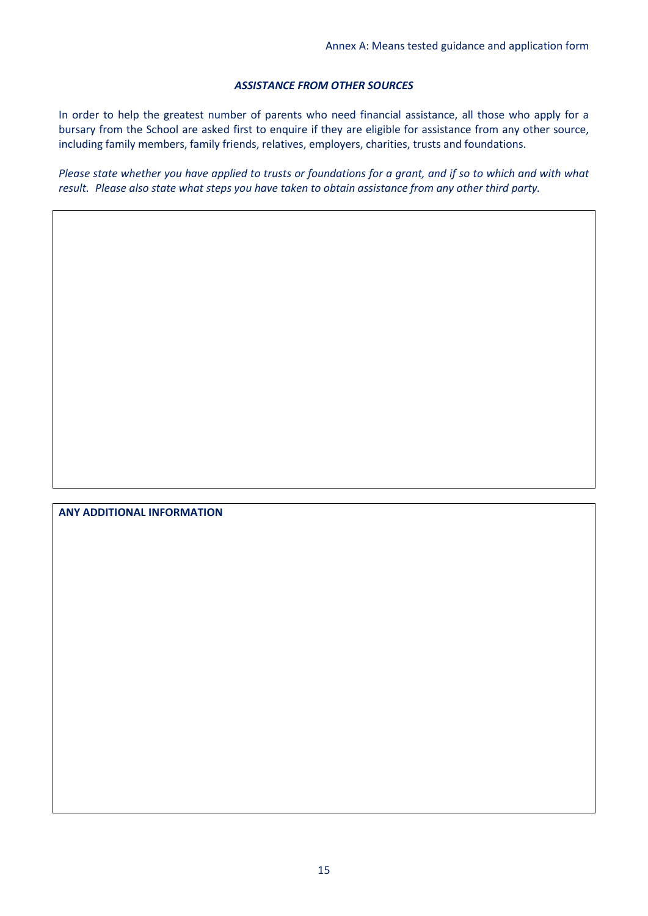### *ASSISTANCE FROM OTHER SOURCES*

In order to help the greatest number of parents who need financial assistance, all those who apply for a bursary from the School are asked first to enquire if they are eligible for assistance from any other source, including family members, family friends, relatives, employers, charities, trusts and foundations.

*Please state whether you have applied to trusts or foundations for a grant, and if so to which and with what result. Please also state what steps you have taken to obtain assistance from any other third party.*

**ANY ADDITIONAL INFORMATION**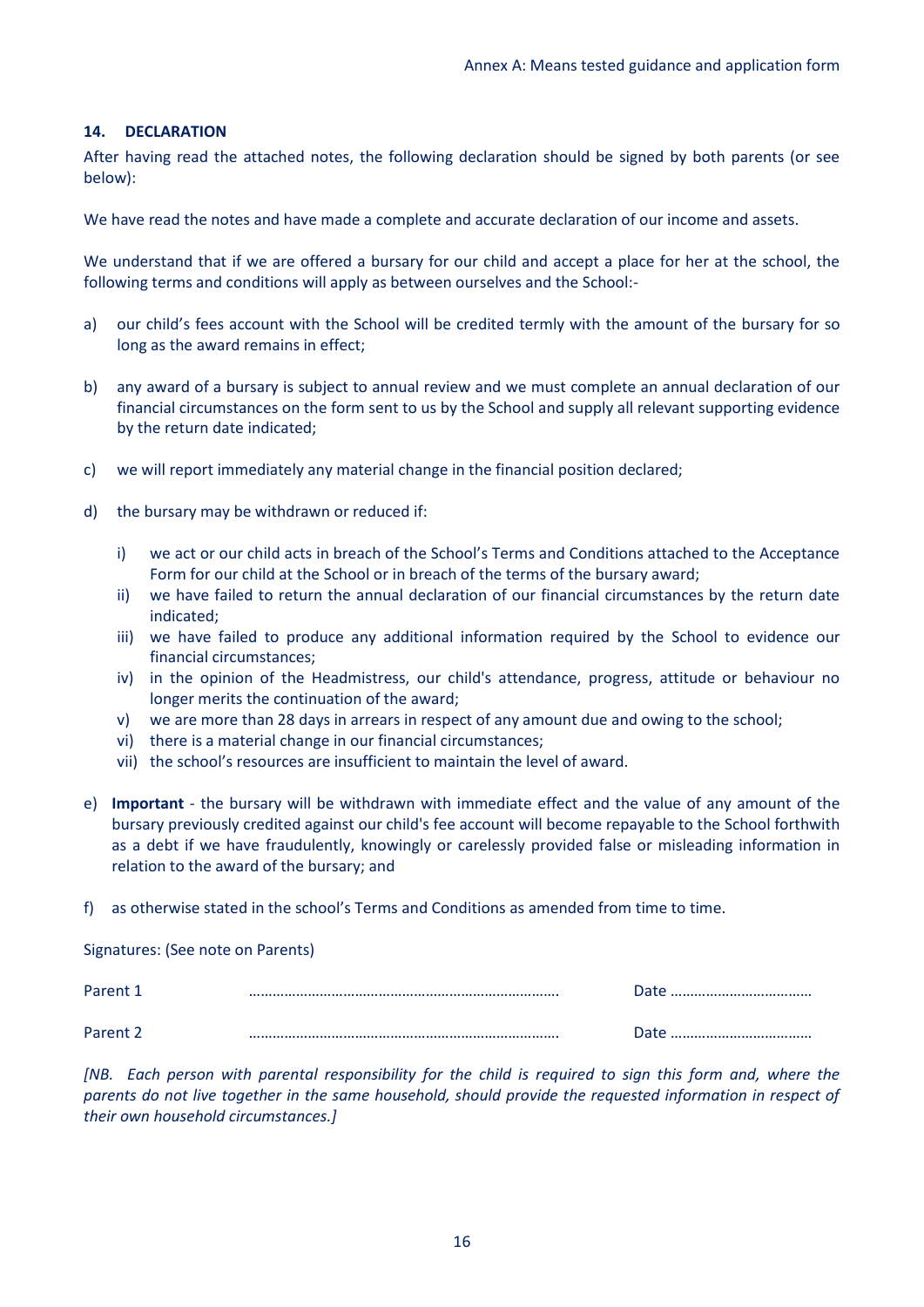### 14. DECLARATION

After having read the attached notes, the following declaration should be signed by both parents (or see below):

We have read the notes and have made a complete and accurate declaration of our income and assets.

We understand that if we are offered a bursary for our child and accept a place for her at the school, the following terms and conditions will apply as between ourselves and the School:-

a) our child's fees account with the School will be credited termly with the amount of the bursary for so long as the award remains in effect;

b) any award of a bursary is subject to annual review and we must complete an annual declaration of our financial circumstances on the form sent to us by the School and supply all relevant supporting evidence by the return date indicated;

c) we will report immediately any material change in the financial position declared;

d) the bursary may be withdrawn or reduced if:

   i) we act or our child acts in breach of the School's Terms and Conditions attached to the Acceptance Form for our child at the School or in breach of the terms of the bursary award;
   ii) we have failed to return the annual declaration of our financial circumstances by the return date indicated;
   iii) we have failed to produce any additional information required by the School to evidence our financial circumstances;
   iv) in the opinion of the Headmistress, our child's attendance, progress, attitude or behaviour no longer merits the continuation of the award;
   v) we are more than 28 days in arrears in respect of any amount due and owing to the school;
   vi) there is a material change in our financial circumstances;
   vii) the school's resources are insufficient to maintain the level of award.

e) **Important** - the bursary will be withdrawn with immediate effect and the value of any amount of the bursary previously credited against our child's fee account will become repayable to the School forthwith as a debt if we have fraudulently, knowingly or carelessly provided false or misleading information in relation to the award of the bursary; and

f) as otherwise stated in the school's Terms and Conditions as amended from time to time.

Signatures: (See note on Parents)

Parent 1 ……………………………………………………………………. Date ………………………………

Parent 2 ……………………………………………………………………. Date ………………………………

*[NB. Each person with parental responsibility for the child is required to sign this form and, where the parents do not live together in the same household, should provide the requested information in respect of their own household circumstances.]*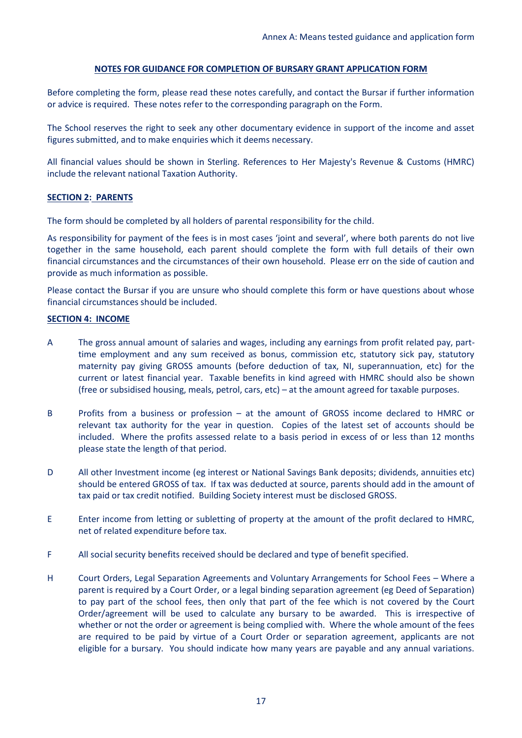## NOTES FOR GUIDANCE FOR COMPLETION OF BURSARY GRANT APPLICATION FORM

Before completing the form, please read these notes carefully, and contact the Bursar if further information or advice is required. These notes refer to the corresponding paragraph on the Form.

The School reserves the right to seek any other documentary evidence in support of the income and asset figures submitted, and to make enquiries which it deems necessary.

All financial values should be shown in Sterling. References to Her Majesty's Revenue & Customs (HMRC) include the relevant national Taxation Authority.

### SECTION 2: PARENTS

The form should be completed by all holders of parental responsibility for the child.

As responsibility for payment of the fees is in most cases 'joint and several', where both parents do not live together in the same household, each parent should complete the form with full details of their own financial circumstances and the circumstances of their own household. Please err on the side of caution and provide as much information as possible.

Please contact the Bursar if you are unsure who should complete this form or have questions about whose financial circumstances should be included.

### SECTION 4: INCOME

A The gross annual amount of salaries and wages, including any earnings from profit related pay, part-time employment and any sum received as bonus, commission etc, statutory sick pay, statutory maternity pay giving GROSS amounts (before deduction of tax, NI, superannuation, etc) for the current or latest financial year. Taxable benefits in kind agreed with HMRC should also be shown (free or subsidised housing, meals, petrol, cars, etc) – at the amount agreed for taxable purposes.

B Profits from a business or profession – at the amount of GROSS income declared to HMRC or relevant tax authority for the year in question. Copies of the latest set of accounts should be included. Where the profits assessed relate to a basis period in excess of or less than 12 months please state the length of that period.

D All other Investment income (eg interest or National Savings Bank deposits; dividends, annuities etc) should be entered GROSS of tax. If tax was deducted at source, parents should add in the amount of tax paid or tax credit notified. Building Society interest must be disclosed GROSS.

E Enter income from letting or subletting of property at the amount of the profit declared to HMRC, net of related expenditure before tax.

F All social security benefits received should be declared and type of benefit specified.

H Court Orders, Legal Separation Agreements and Voluntary Arrangements for School Fees – Where a parent is required by a Court Order, or a legal binding separation agreement (eg Deed of Separation) to pay part of the school fees, then only that part of the fee which is not covered by the Court Order/agreement will be used to calculate any bursary to be awarded. This is irrespective of whether or not the order or agreement is being complied with. Where the whole amount of the fees are required to be paid by virtue of a Court Order or separation agreement, applicants are not eligible for a bursary. You should indicate how many years are payable and any annual variations.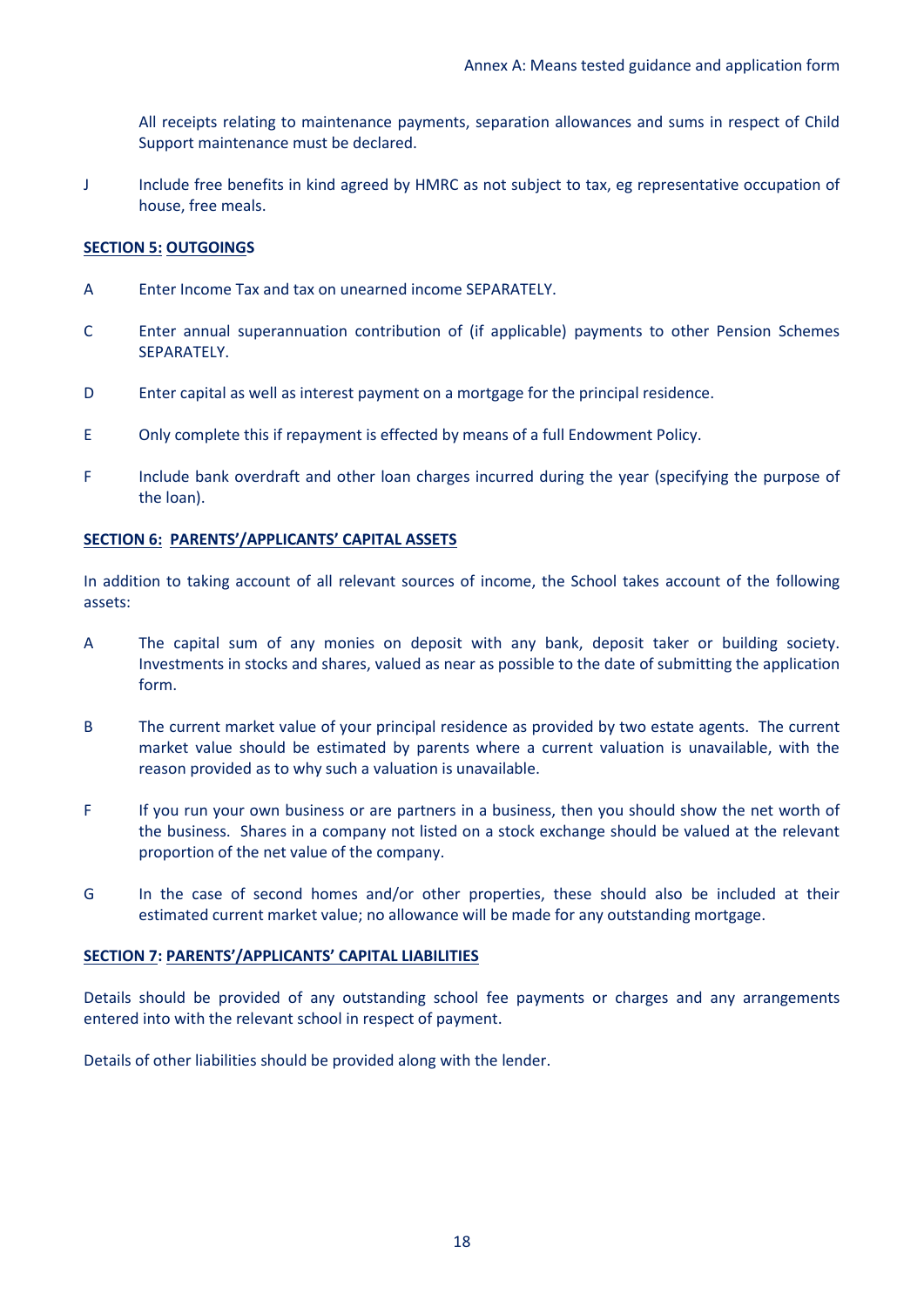All receipts relating to maintenance payments, separation allowances and sums in respect of Child Support maintenance must be declared.

J Include free benefits in kind agreed by HMRC as not subject to tax, eg representative occupation of house, free meals.

**SECTION 5: OUTGOINGS**

A Enter Income Tax and tax on unearned income SEPARATELY.

C Enter annual superannuation contribution of (if applicable) payments to other Pension Schemes SEPARATELY.

D Enter capital as well as interest payment on a mortgage for the principal residence.

E Only complete this if repayment is effected by means of a full Endowment Policy.

F Include bank overdraft and other loan charges incurred during the year (specifying the purpose of the loan).

**SECTION 6: PARENTS'/APPLICANTS' CAPITAL ASSETS**

In addition to taking account of all relevant sources of income, the School takes account of the following assets:

A The capital sum of any monies on deposit with any bank, deposit taker or building society. Investments in stocks and shares, valued as near as possible to the date of submitting the application form.

B The current market value of your principal residence as provided by two estate agents. The current market value should be estimated by parents where a current valuation is unavailable, with the reason provided as to why such a valuation is unavailable.

F If you run your own business or are partners in a business, then you should show the net worth of the business. Shares in a company not listed on a stock exchange should be valued at the relevant proportion of the net value of the company.

G In the case of second homes and/or other properties, these should also be included at their estimated current market value; no allowance will be made for any outstanding mortgage.

**SECTION 7: PARENTS'/APPLICANTS' CAPITAL LIABILITIES**

Details should be provided of any outstanding school fee payments or charges and any arrangements entered into with the relevant school in respect of payment.

Details of other liabilities should be provided along with the lender.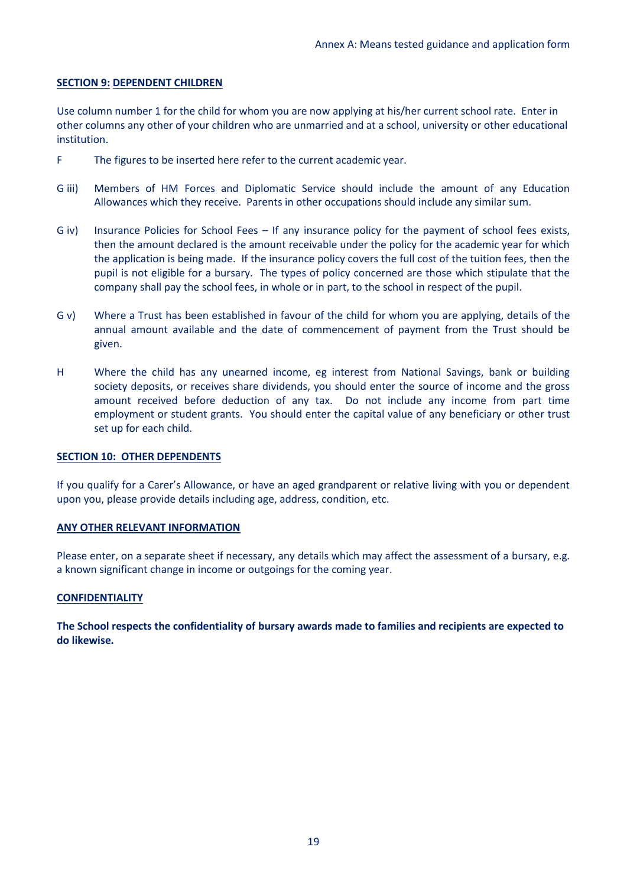**SECTION 9: DEPENDENT CHILDREN**

Use column number 1 for the child for whom you are now applying at his/her current school rate. Enter in other columns any other of your children who are unmarried and at a school, university or other educational institution.

F The figures to be inserted here refer to the current academic year.

G iii) Members of HM Forces and Diplomatic Service should include the amount of any Education Allowances which they receive. Parents in other occupations should include any similar sum.

G iv) Insurance Policies for School Fees – If any insurance policy for the payment of school fees exists, then the amount declared is the amount receivable under the policy for the academic year for which the application is being made. If the insurance policy covers the full cost of the tuition fees, then the pupil is not eligible for a bursary. The types of policy concerned are those which stipulate that the company shall pay the school fees, in whole or in part, to the school in respect of the pupil.

G v) Where a Trust has been established in favour of the child for whom you are applying, details of the annual amount available and the date of commencement of payment from the Trust should be given.

H Where the child has any unearned income, eg interest from National Savings, bank or building society deposits, or receives share dividends, you should enter the source of income and the gross amount received before deduction of any tax. Do not include any income from part time employment or student grants. You should enter the capital value of any beneficiary or other trust set up for each child.

**SECTION 10: OTHER DEPENDENTS**

If you qualify for a Carer's Allowance, or have an aged grandparent or relative living with you or dependent upon you, please provide details including age, address, condition, etc.

**ANY OTHER RELEVANT INFORMATION**

Please enter, on a separate sheet if necessary, any details which may affect the assessment of a bursary, e.g. a known significant change in income or outgoings for the coming year.

**CONFIDENTIALITY**

**The School respects the confidentiality of bursary awards made to families and recipients are expected to do likewise.**